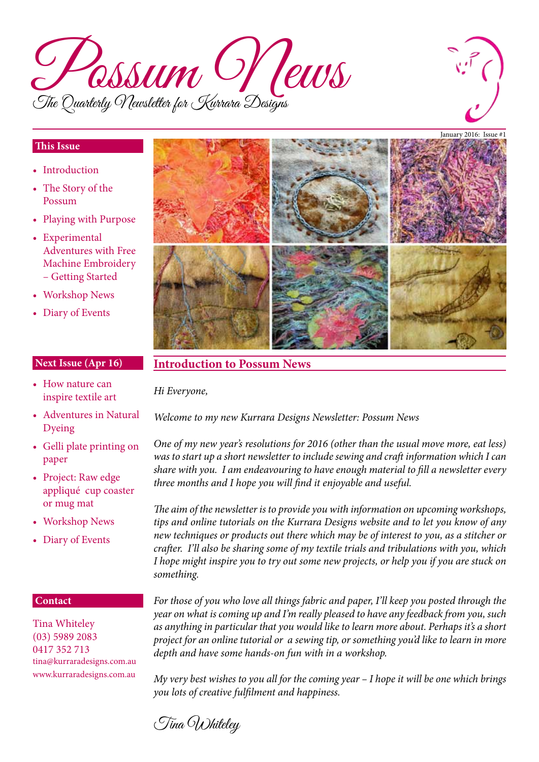# Possum News

*The Quarterly Newsletter for Kurrara Designs*

January 2016: Issue #1

## This Issue

- Introduction
- The Story of the Possum
- Playing with Purpose
- Experimental Adventures with Free Machine Embroidery – Getting Started
- Workshop News
- Diary of Events

## Next Issue (Apr 16)

- How nature can inspire textile art
- Adventures in Natural Dyeing
- Gelli plate printing on paper
- Project: Raw edge appliqué cup coaster or mug mat
- Workshop News
- Diary of Events

## Contact

Tina Whiteley
(03) 5989 2083
0417 352 713
tina@kurraradesigns.com.au
www.kurraradesigns.com.au

## Introduction to Possum News

*Hi Everyone,*

*Welcome to my new Kurrara Designs Newsletter: Possum News*

*One of my new year's resolutions for 2016 (other than the usual move more, eat less) was to start up a short newsletter to include sewing and craft information which I can share with you. I am endeavouring to have enough material to fill a newsletter every three months and I hope you will find it enjoyable and useful.*

*The aim of the newsletter is to provide you with information on upcoming workshops, tips and online tutorials on the Kurrara Designs website and to let you know of any new techniques or products out there which may be of interest to you, as a stitcher or crafter. I'll also be sharing some of my textile trials and tribulations with you, which I hope might inspire you to try out some new projects, or help you if you are stuck on something.*

*For those of you who love all things fabric and paper, I'll keep you posted through the year on what is coming up and I'm really pleased to have any feedback from you, such as anything in particular that you would like to learn more about. Perhaps it's a short project for an online tutorial or a sewing tip, or something you'd like to learn in more depth and have some hands-on fun with in a workshop.*

*My very best wishes to you all for the coming year – I hope it will be one which brings you lots of creative fulfilment and happiness.*

*Tina Whiteley*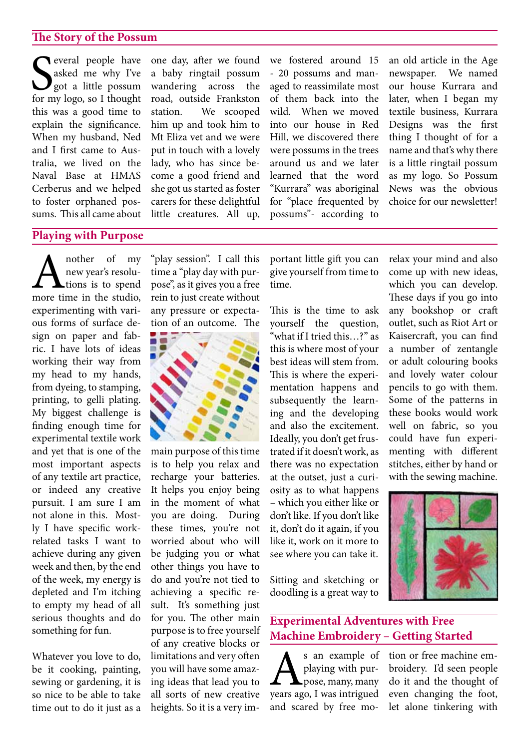## The Story of the Possum

Several people have asked me why I've got a little possum for my logo, so I thought this was a good time to explain the significance. When my husband, Ned and I first came to Australia, we lived on the Naval Base at HMAS Cerberus and we helped to foster orphaned possums. This all came about one day, after we found a baby ringtail possum wandering across the road, outside Frankston station. We scooped him up and took him to Mt Eliza vet and we were put in touch with a lovely lady, who has since become a good friend and she got us started as foster carers for these delightful little creatures. All up, we fostered around 15 - 20 possums and managed to reassimilate most of them back into the wild. When we moved into our house in Red Hill, we discovered there were possums in the trees around us and we later learned that the word "Kurrara" was aboriginal for "place frequented by possums"- according to an old article in the Age newspaper. We named our house Kurrara and later, when I began my textile business, Kurrara Designs was the first thing I thought of for a name and that's why there is a little ringtail possum as my logo. So Possum News was the obvious choice for our newsletter!

## Playing with Purpose

Another of my new year's resolutions is to spend more time in the studio, experimenting with various forms of surface design on paper and fabric. I have lots of ideas working their way from my head to my hands, from dyeing, to stamping, printing, to gelli plating. My biggest challenge is finding enough time for experimental textile work and yet that is one of the most important aspects of any textile art practice, or indeed any creative pursuit. I am sure I am not alone in this. Mostly I have specific work-related tasks I want to achieve during any given week and then, by the end of the week, my energy is depleted and I'm itching to empty my head of all serious thoughts and do something for fun.

Whatever you love to do, be it cooking, painting, sewing or gardening, it is so nice to be able to take time out to do it just as a "play session". I call this time a "play day with purpose", as it gives you a free rein to just create without any pressure or expectation of an outcome. The main purpose of this time is to help you relax and recharge your batteries. It helps you enjoy being in the moment of what you are doing. During these times, you're not worried about who will be judging you or what other things you have to do and you're not tied to achieving a specific result. It's something just for you. The other main purpose is to free yourself of any creative blocks or limitations and very often you will have some amazing ideas that lead you to all sorts of new creative heights. So it is a very important little gift you can give yourself from time to time.

This is the time to ask yourself the question, "what if I tried this…?" as this is where most of your best ideas will stem from. This is where the experimentation happens and subsequently the learning and the developing and also the excitement. Ideally, you don't get frustrated if it doesn't work, as there was no expectation at the outset, just a curiosity as to what happens – which you either like or don't like. If you don't like it, don't do it again, if you like it, work on it more to see where you can take it.

Sitting and sketching or doodling is a great way to relax your mind and also come up with new ideas, which you can develop. These days if you go into any bookshop or craft outlet, such as Riot Art or Kaisercraft, you can find a number of zentangle or adult colouring books and lovely water colour pencils to go with them. Some of the patterns in these books would work well on fabric, so you could have fun experimenting with different stitches, either by hand or with the sewing machine.

## Experimental Adventures with Free Machine Embroidery – Getting Started

As an example of playing with purpose, many, many years ago, I was intrigued and scared by free motion or free machine embroidery. I'd seen people do it and the thought of even changing the foot, let alone tinkering with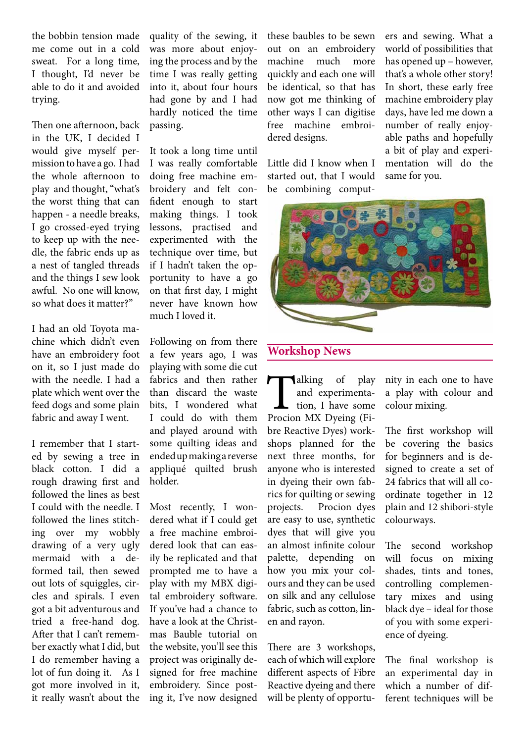the bobbin tension made me come out in a cold sweat. For a long time, I thought, I'd never be able to do it and avoided trying.

Then one afternoon, back in the UK, I decided I would give myself permission to have a go. I had the whole afternoon to play and thought, "what's the worst thing that can happen - a needle breaks, I go crossed-eyed trying to keep up with the needle, the fabric ends up as a nest of tangled threads and the things I sew look awful. No one will know, so what does it matter?"

I had an old Toyota machine which didn't even have an embroidery foot on it, so I just made do with the needle. I had a plate which went over the feed dogs and some plain fabric and away I went.

I remember that I started by sewing a tree in black cotton. I did a rough drawing first and followed the lines as best I could with the needle. I followed the lines stitching over my wobbly drawing of a very ugly mermaid with a deformed tail, then sewed out lots of squiggles, circles and spirals. I even got a bit adventurous and tried a free-hand dog. After that I can't remember exactly what I did, but I do remember having a lot of fun doing it. As I got more involved in it, it really wasn't about the quality of the sewing, it was more about enjoying the process and by the time I was really getting into it, about four hours had gone by and I had hardly noticed the time passing.

It took a long time until I was really comfortable doing free machine embroidery and felt confident enough to start making things. I took lessons, practised and experimented with the technique over time, but if I hadn't taken the opportunity to have a go on that first day, I might never have known how much I loved it.

Following on from there a few years ago, I was playing with some die cut fabrics and then rather than discard the waste bits, I wondered what I could do with them and played around with some quilting ideas and ended up making a reverse appliqué quilted brush holder.

Most recently, I wondered what if I could get a free machine embroidered look that can easily be replicated and that prompted me to have a play with my MBX digital embroidery software. If you've had a chance to have a look at the Christmas Bauble tutorial on the website, you'll see this project was originally designed for free machine embroidery. Since posting it, I've now designed these baubles to be sewn out on an embroidery machine much more quickly and each one will be identical, so that has now got me thinking of other ways I can digitise free machine embroidered designs.

Little did I know when I started out, that I would be combining computers and sewing. What a world of possibilities that has opened up – however, that's a whole other story! In short, these early free machine embroidery play days, have led me down a number of really enjoyable paths and hopefully a bit of play and experimentation will do the same for you.

## Workshop News

Talking of play and experimentation, I have some Procion MX Dyeing (Fibre Reactive Dyes) workshops planned for the next three months, for anyone who is interested in dyeing their own fabrics for quilting or sewing projects. Procion dyes are easy to use, synthetic dyes that will give you an almost infinite colour palette, depending on how you mix your colours and they can be used on silk and any cellulose fabric, such as cotton, linen and rayon.

There are 3 workshops, each of which will explore different aspects of Fibre Reactive dyeing and there will be plenty of opportunity in each one to have a play with colour and colour mixing.

The first workshop will be covering the basics for beginners and is designed to create a set of 24 fabrics that will all coordinate together in 12 plain and 12 shibori-style colourways.

The second workshop will focus on mixing shades, tints and tones, controlling complementary mixes and using black dye – ideal for those of you with some experience of dyeing.

The final workshop is an experimental day in which a number of different techniques will be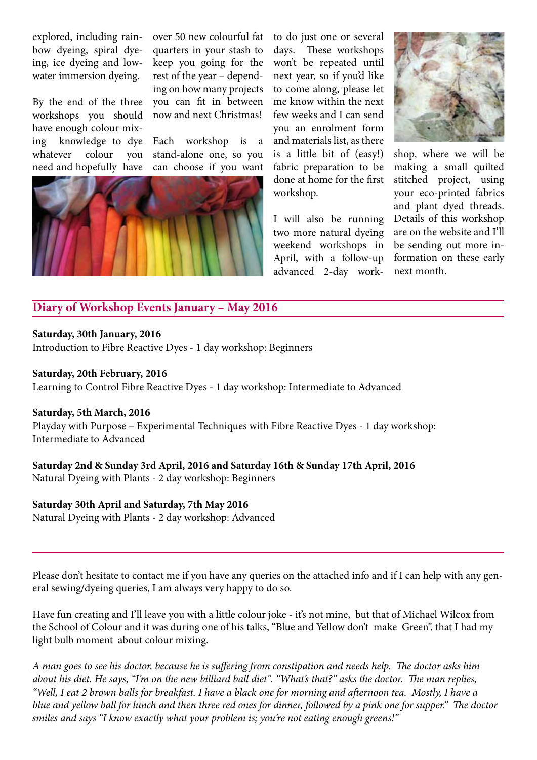explored, including rainbow dyeing, spiral dyeing, ice dyeing and low-water immersion dyeing.

By the end of the three workshops you should have enough colour mixing knowledge to dye whatever colour you need and hopefully have over 50 new colourful fat quarters in your stash to keep you going for the rest of the year – depending on how many projects you can fit in between now and next Christmas!

Each workshop is a stand-alone one, so you can choose if you want to do just one or several days. These workshops won't be repeated until next year, so if you'd like to come along, please let me know within the next few weeks and I can send you an enrolment form and materials list, as there is a little bit of (easy!) fabric preparation to be done at home for the first workshop.

I will also be running two more natural dyeing weekend workshops in April, with a follow-up advanced 2-day workshop, where we will be making a small quilted stitched project, using your eco-printed fabrics and plant dyed threads. Details of this workshop are on the website and I'll be sending out more information on these early next month.

## Diary of Workshop Events January – May 2016

**Saturday, 30th January, 2016**
Introduction to Fibre Reactive Dyes - 1 day workshop: Beginners

**Saturday, 20th February, 2016**
Learning to Control Fibre Reactive Dyes - 1 day workshop: Intermediate to Advanced

**Saturday, 5th March, 2016**
Playday with Purpose – Experimental Techniques with Fibre Reactive Dyes - 1 day workshop: Intermediate to Advanced

**Saturday 2nd & Sunday 3rd April, 2016 and Saturday 16th & Sunday 17th April, 2016**
Natural Dyeing with Plants - 2 day workshop: Beginners

**Saturday 30th April and Saturday, 7th May 2016**
Natural Dyeing with Plants - 2 day workshop: Advanced

---

Please don't hesitate to contact me if you have any queries on the attached info and if I can help with any general sewing/dyeing queries, I am always very happy to do so.

Have fun creating and I'll leave you with a little colour joke - it's not mine, but that of Michael Wilcox from the School of Colour and it was during one of his talks, "Blue and Yellow don't make Green", that I had my light bulb moment about colour mixing.

*A man goes to see his doctor, because he is suffering from constipation and needs help. The doctor asks him about his diet. He says, "I'm on the new billiard ball diet". "What's that?" asks the doctor. The man replies, "Well, I eat 2 brown balls for breakfast. I have a black one for morning and afternoon tea. Mostly, I have a blue and yellow ball for lunch and then three red ones for dinner, followed by a pink one for supper." The doctor smiles and says "I know exactly what your problem is; you're not eating enough greens!"*